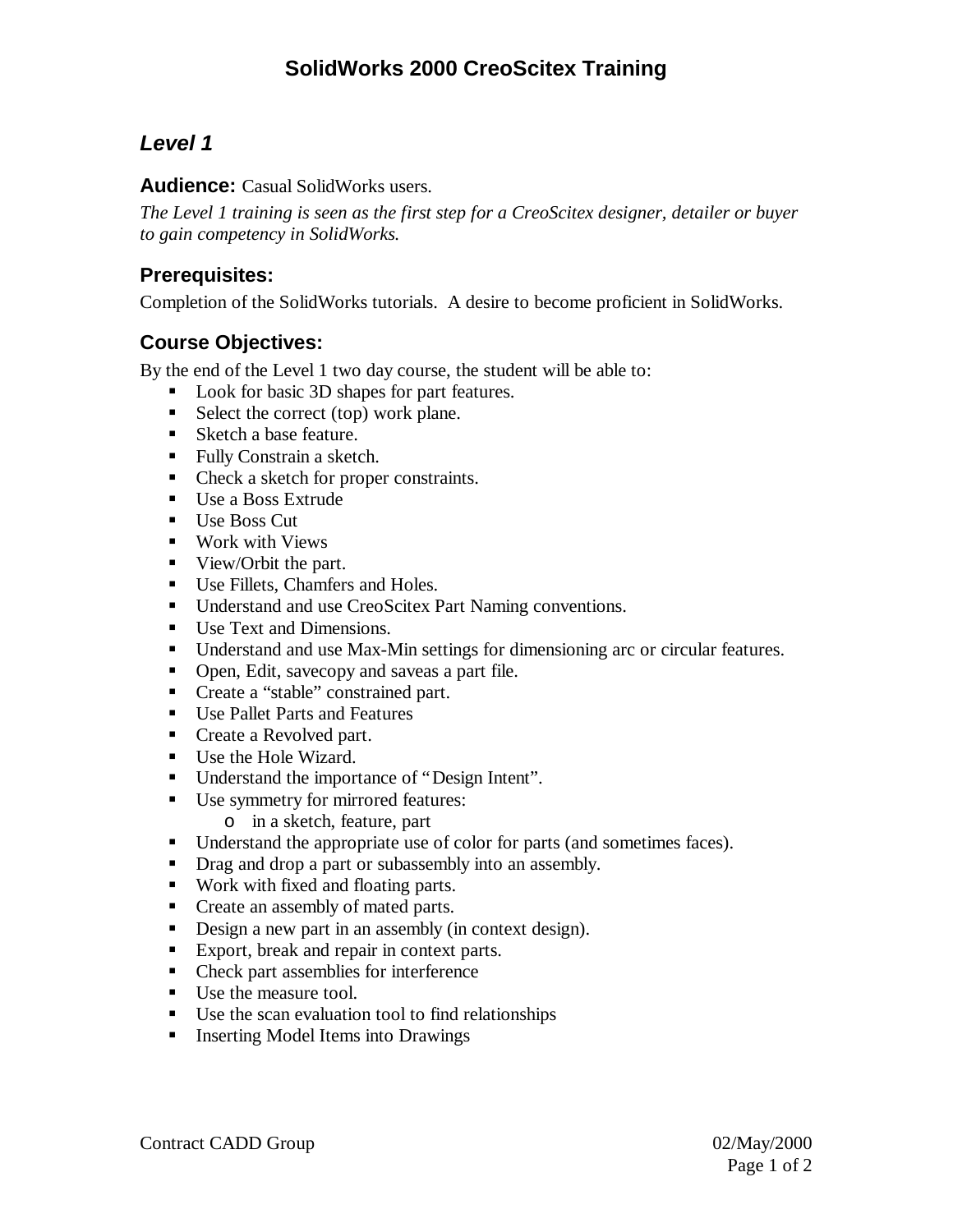# SolidWorks 2000 CreoScitex Training

## *Level 1*

**Audience:** Casual SolidWorks users.

*The Level 1 training is seen as the first step for a CreoScitex designer, detailer or buyer to gain competency in SolidWorks.*

### Prerequisites:

Completion of the SolidWorks tutorials. A desire to become proficient in SolidWorks.

### Course Objectives:

By the end of the Level 1 two day course, the student will be able to:

- Look for basic 3D shapes for part features.
- Select the correct (top) work plane.
- Sketch a base feature.
- Fully Constrain a sketch.
- Check a sketch for proper constraints.
- Use a Boss Extrude
- Use Boss Cut
- Work with Views
- View/Orbit the part.
- Use Fillets, Chamfers and Holes.
- Understand and use CreoScitex Part Naming conventions.
- Use Text and Dimensions.
- Understand and use Max-Min settings for dimensioning arc or circular features.
- Open, Edit, savecopy and saveas a part file.
- Create a "stable" constrained part.
- Use Pallet Parts and Features
- Create a Revolved part.
- Use the Hole Wizard.
- Understand the importance of "Design Intent".
- Use symmetry for mirrored features:
  - in a sketch, feature, part
- Understand the appropriate use of color for parts (and sometimes faces).
- Drag and drop a part or subassembly into an assembly.
- Work with fixed and floating parts.
- Create an assembly of mated parts.
- Design a new part in an assembly (in context design).
- Export, break and repair in context parts.
- Check part assemblies for interference
- Use the measure tool.
- Use the scan evaluation tool to find relationships
- Inserting Model Items into Drawings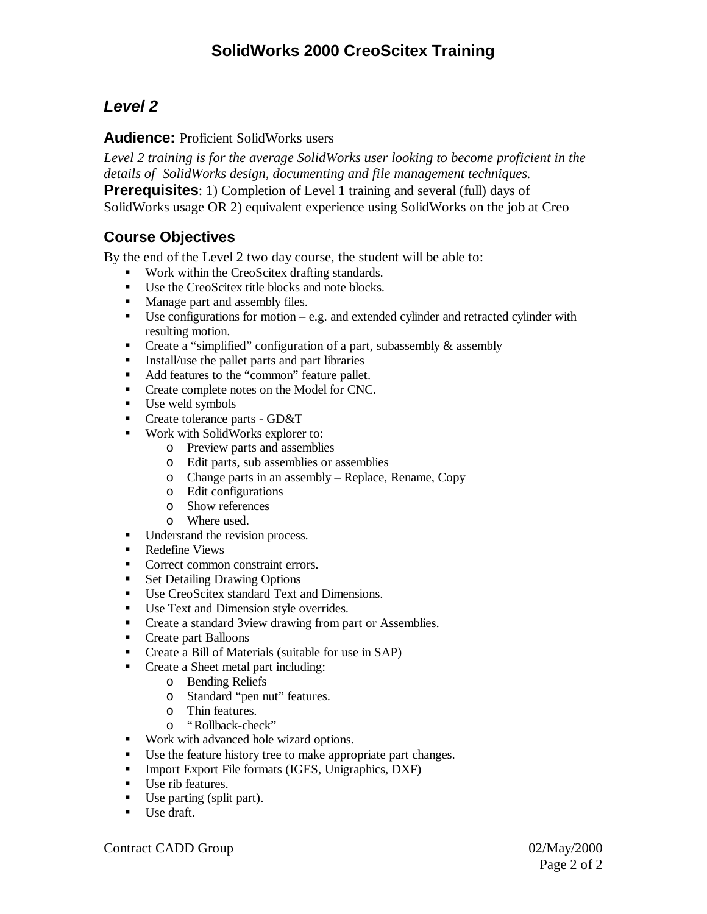# SolidWorks 2000 CreoScitex Training

## *Level 2*

### **Audience:** Proficient SolidWorks users

*Level 2 training is for the average SolidWorks user looking to become proficient in the details of SolidWorks design, documenting and file management techniques.*

**Prerequisites**: 1) Completion of Level 1 training and several (full) days of SolidWorks usage OR 2) equivalent experience using SolidWorks on the job at Creo

### Course Objectives

By the end of the Level 2 two day course, the student will be able to:

- Work within the CreoScitex drafting standards.
- Use the CreoScitex title blocks and note blocks.
- Manage part and assembly files.
- Use configurations for motion – e.g. and extended cylinder and retracted cylinder with resulting motion.
- Create a "simplified" configuration of a part, subassembly & assembly
- Install/use the pallet parts and part libraries
- Add features to the "common" feature pallet.
- Create complete notes on the Model for CNC.
- Use weld symbols
- Create tolerance parts - GD&T
- Work with SolidWorks explorer to:
  - Preview parts and assemblies
  - Edit parts, sub assemblies or assemblies
  - Change parts in an assembly – Replace, Rename, Copy
  - Edit configurations
  - Show references
  - Where used.
- Understand the revision process.
- Redefine Views
- Correct common constraint errors.
- Set Detailing Drawing Options
- Use CreoScitex standard Text and Dimensions.
- Use Text and Dimension style overrides.
- Create a standard 3view drawing from part or Assemblies.
- Create part Balloons
- Create a Bill of Materials (suitable for use in SAP)
- Create a Sheet metal part including:
  - Bending Reliefs
  - Standard "pen nut" features.
  - Thin features.
  - "Rollback-check"
- Work with advanced hole wizard options.
- Use the feature history tree to make appropriate part changes.
- Import Export File formats (IGES, Unigraphics, DXF)
- Use rib features.
- Use parting (split part).
- Use draft.

Contract CADD Group 02/May/2000